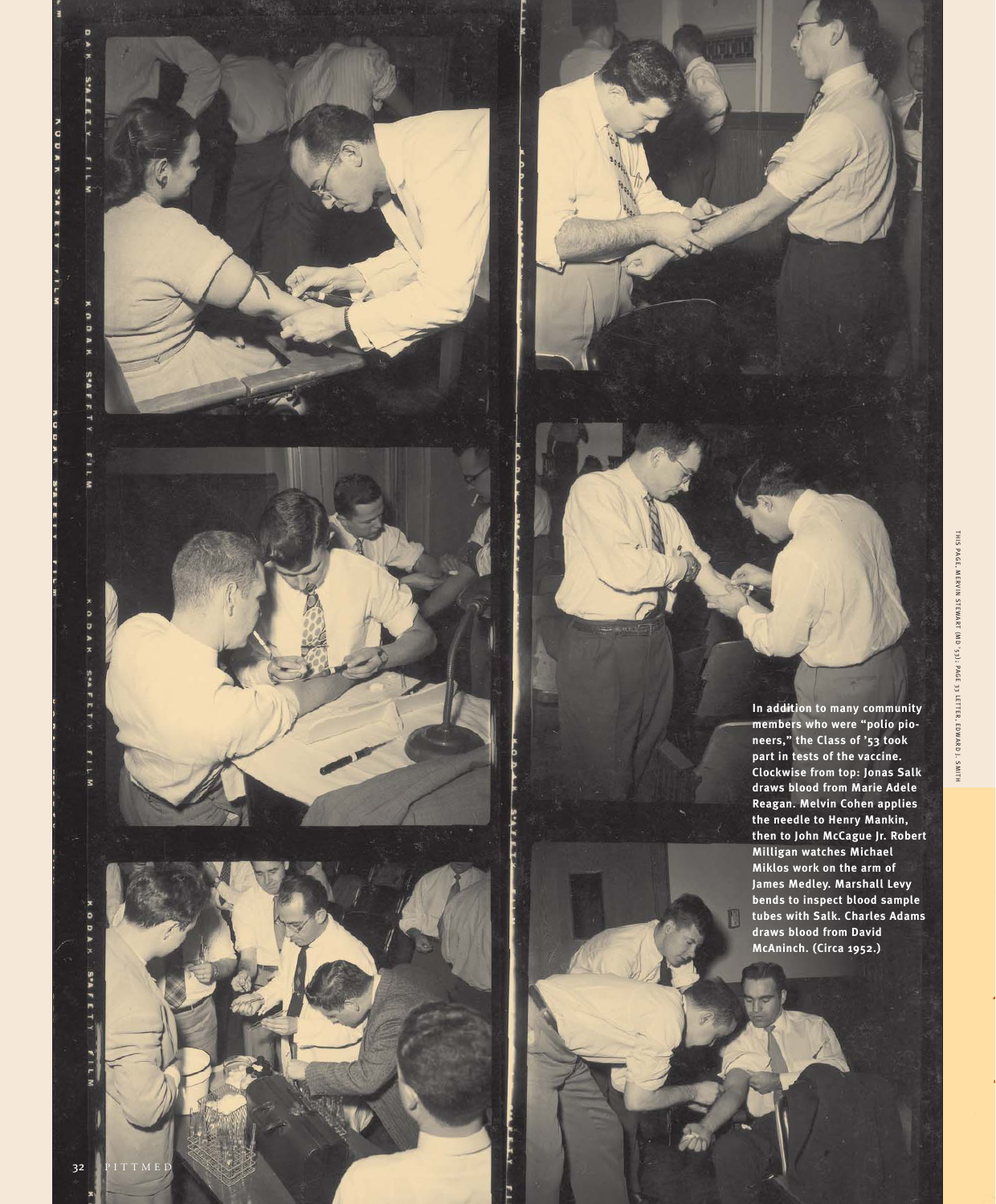In addition to many community members who were "polio pioneers," the Class of '53 took part in tests of the vaccine. Clockwise from top: Jonas Salk draws blood from Marie Adele Reagan. Melvin Cohen applies the needle to Henry Mankin, then to John McCague Jr. Robert Milligan watches Michael Miklos work on the arm of James Medley. Marshall Levy bends to inspect blood sample tubes with Salk. Charles Adams draws blood from David McAninch. (Circa 1952.)

THIS PAGE, MERVIN STEWART (MD '53); PAGE 33 LETTER, EDWARD J. SMITH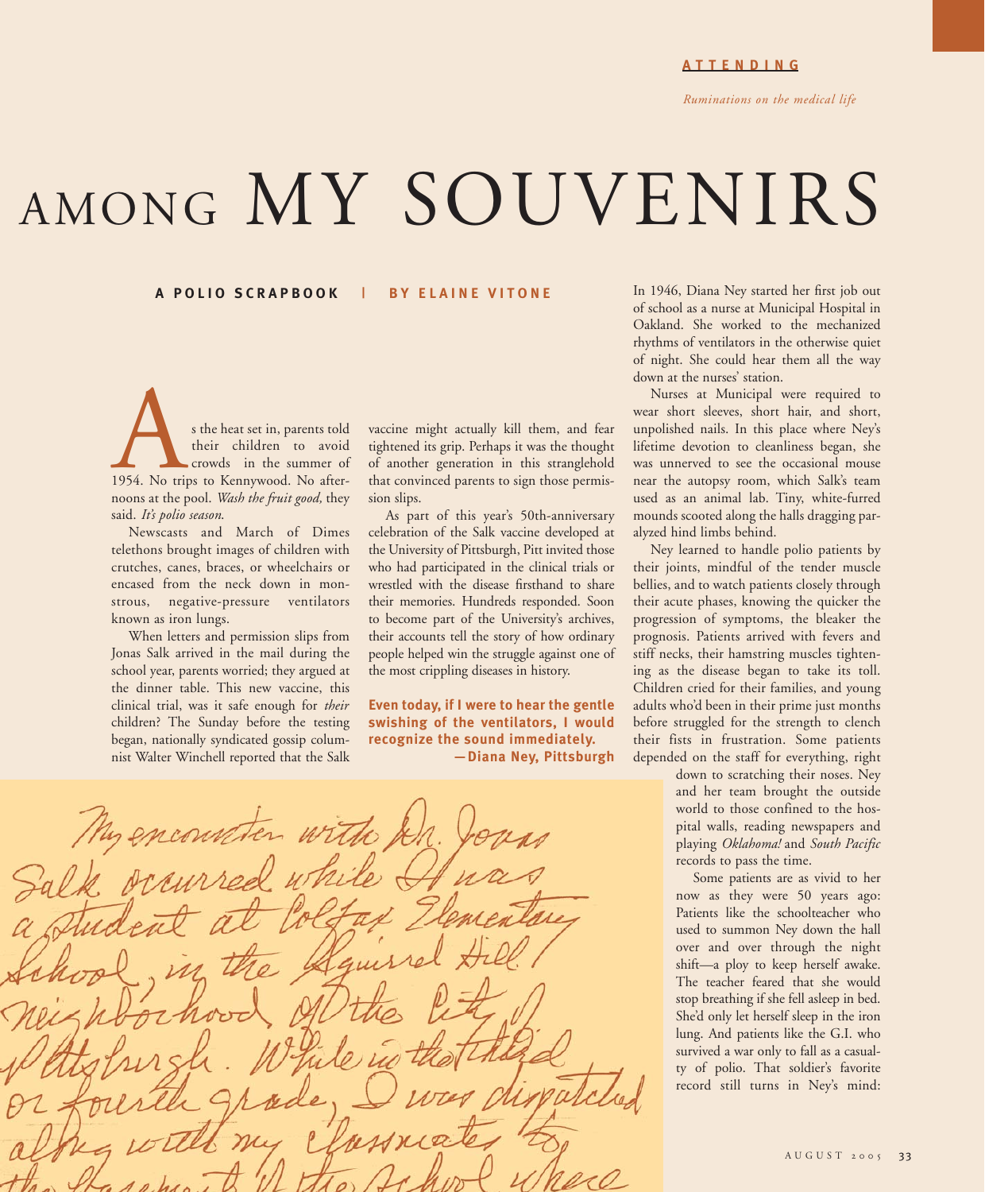ATTENDING

*Ruminations on the medical life*

# AMONG MY SOUVENIRS

**A POLIO SCRAPBOOK | BY ELAINE VITONE**

As the heat set in, parents told their children to avoid crowds in the summer of 1954. No trips to Kennywood. No afternoons at the pool. *Wash the fruit good,* they said. *It's polio season.*

Newscasts and March of Dimes telethons brought images of children with crutches, canes, braces, or wheelchairs or encased from the neck down in monstrous, negative-pressure ventilators known as iron lungs.

When letters and permission slips from Jonas Salk arrived in the mail during the school year, parents worried; they argued at the dinner table. This new vaccine, this clinical trial, was it safe enough for *their* children? The Sunday before the testing began, nationally syndicated gossip columnist Walter Winchell reported that the Salk vaccine might actually kill them, and fear tightened its grip. Perhaps it was the thought of another generation in this stranglehold that convinced parents to sign those permission slips.

As part of this year's 50th-anniversary celebration of the Salk vaccine developed at the University of Pittsburgh, Pitt invited those who had participated in the clinical trials or wrestled with the disease firsthand to share their memories. Hundreds responded. Soon to become part of the University's archives, their accounts tell the story of how ordinary people helped win the struggle against one of the most crippling diseases in history.

**Even today, if I were to hear the gentle swishing of the ventilators, I would recognize the sound immediately.**
**—Diana Ney, Pittsburgh**

My encounter with Dr. Jonas Salk occurred while I was a student at Colfax Elementary School, in the Squirrel Hill neighborhood of the City of Pittsburgh. While in the third or fourth grade, I was dispatched along with my classmates to the basement of the school where

In 1946, Diana Ney started her first job out of school as a nurse at Municipal Hospital in Oakland. She worked to the mechanized rhythms of ventilators in the otherwise quiet of night. She could hear them all the way down at the nurses' station.

Nurses at Municipal were required to wear short sleeves, short hair, and short, unpolished nails. In this place where Ney's lifetime devotion to cleanliness began, she was unnerved to see the occasional mouse near the autopsy room, which Salk's team used as an animal lab. Tiny, white-furred mounds scooted along the halls dragging paralyzed hind limbs behind.

Ney learned to handle polio patients by their joints, mindful of the tender muscle bellies, and to watch patients closely through their acute phases, knowing the quicker the progression of symptoms, the bleaker the prognosis. Patients arrived with fevers and stiff necks, their hamstring muscles tightening as the disease began to take its toll. Children cried for their families, and young adults who'd been in their prime just months before struggled for the strength to clench their fists in frustration. Some patients depended on the staff for everything, right down to scratching their noses. Ney and her team brought the outside world to those confined to the hospital walls, reading newspapers and playing *Oklahoma!* and *South Pacific* records to pass the time.

Some patients are as vivid to her now as they were 50 years ago: Patients like the schoolteacher who used to summon Ney down the hall over and over through the night shift—a ploy to keep herself awake. The teacher feared that she would stop breathing if she fell asleep in bed. She'd only let herself sleep in the iron lung. And patients like the G.I. who survived a war only to fall as a casualty of polio. That soldier's favorite record still turns in Ney's mind: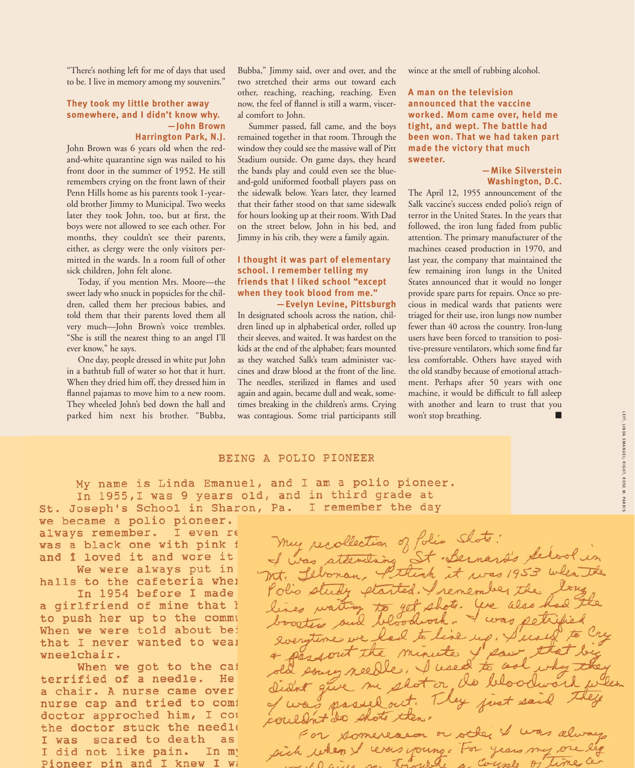"There's nothing left for me of days that used to be. I live in memory among my souvenirs."

**They took my little brother away somewhere, and I didn't know why.**
**—John Brown**
**Harrington Park, N.J.**

John Brown was 6 years old when the red-and-white quarantine sign was nailed to his front door in the summer of 1952. He still remembers crying on the front lawn of their Penn Hills home as his parents took 1-year-old brother Jimmy to Municipal. Two weeks later they took John, too, but at first, the boys were not allowed to see each other. For months, they couldn't see their parents, either, as clergy were the only visitors permitted in the wards. In a room full of other sick children, John felt alone.

Today, if you mention Mrs. Moore—the sweet lady who snuck in popsicles for the children, called them her precious babies, and told them that their parents loved them all very much—John Brown's voice trembles. "She is still the nearest thing to an angel I'll ever know," he says.

One day, people dressed in white put John in a bathtub full of water so hot that it hurt. When they dried him off, they dressed him in flannel pajamas to move him to a new room. They wheeled John's bed down the hall and parked him next his brother. "Bubba, Bubba," Jimmy said, over and over, and the two stretched their arms out toward each other, reaching, reaching, reaching. Even now, the feel of flannel is still a warm, visceral comfort to John.

Summer passed, fall came, and the boys remained together in that room. Through the window they could see the massive wall of Pitt Stadium outside. On game days, they heard the bands play and could even see the blue-and-gold uniformed football players pass on the sidewalk below. Years later, they learned that their father stood on that same sidewalk for hours looking up at their room. With Dad on the street below, John in his bed, and Jimmy in his crib, they were a family again.

**I thought it was part of elementary school. I remember telling my friends that I liked school "except when they took blood from me."**
**—Evelyn Levine, Pittsburgh**

In designated schools across the nation, children lined up in alphabetical order, rolled up their sleeves, and waited. It was hardest on the kids at the end of the alphabet; fears mounted as they watched Salk's team administer vaccines and draw blood at the front of the line. The needles, sterilized in flames and used again and again, became dull and weak, sometimes breaking in the children's arms. Crying was contagious. Some trial participants still wince at the smell of rubbing alcohol.

**A man on the television announced that the vaccine worked. Mom came over, held me tight, and wept. The battle had been won. That we had taken part made the victory that much sweeter.**
**—Mike Silverstein**
**Washington, D.C.**

The April 12, 1955 announcement of the Salk vaccine's success ended polio's reign of terror in the United States. In the years that followed, the iron lung faded from public attention. The primary manufacturer of the machines ceased production in 1970, and last year, the company that maintained the few remaining iron lungs in the United States announced that it would no longer provide spare parts for repairs. Once so precious in medical wards that patients were triaged for their use, iron lungs now number fewer than 40 across the country. Iron-lung users have been forced to transition to positive-pressure ventilators, which some find far less comfortable. Others have stayed with the old standby because of emotional attachment. Perhaps after 50 years with one machine, it would be difficult to fall asleep with another and learn to trust that you won't stop breathing. ■

BEING A POLIO PIONEER

My name is Linda Emanuel, and I am a polio pioneer. In 1955, I was 9 years old, and in third grade at St. Joseph's School in Sharon, Pa. I remember the day we became a polio pioneer. ... always remember. I even re... was a black one with pink f... and I loved it and wore it ...

We were always put in ... halls to the cafeteria whe...

In 1954 before I made ... a girlfriend of mine that ... to push her up to the comm... When we were told about be... that I never wanted to wea... wheelchair.

When we got to the ca... terrified of a needle. He ... a chair. A nurse came over ... nurse cap and tried to com... doctor approched him, I co... the doctor stuck the needl... I was scared to death as ... I did not like pain. In m... Pioneer pin and I knew I w...

My recollection of Polio Shots:
I was attending St. Bernard's School in Mt. Lebanon, I think it was 1953 when the Polio study started. I remember the long lines waiting to get shots. We also had the booster and bloodwork. I was petrified everytime we had to line up. I used to cry & pass out the minute I saw that big old scary needle. I used to ask why they didn't give me shot or do bloodwork when I was passed out. They just said they couldn't do shots then.

For some reason or other I was always sick when I was young. For years my one leg would give me trouble a couple of times ...

LEFT, LINDA EMANUEL; RIGHT, ROSE M. PARRIS